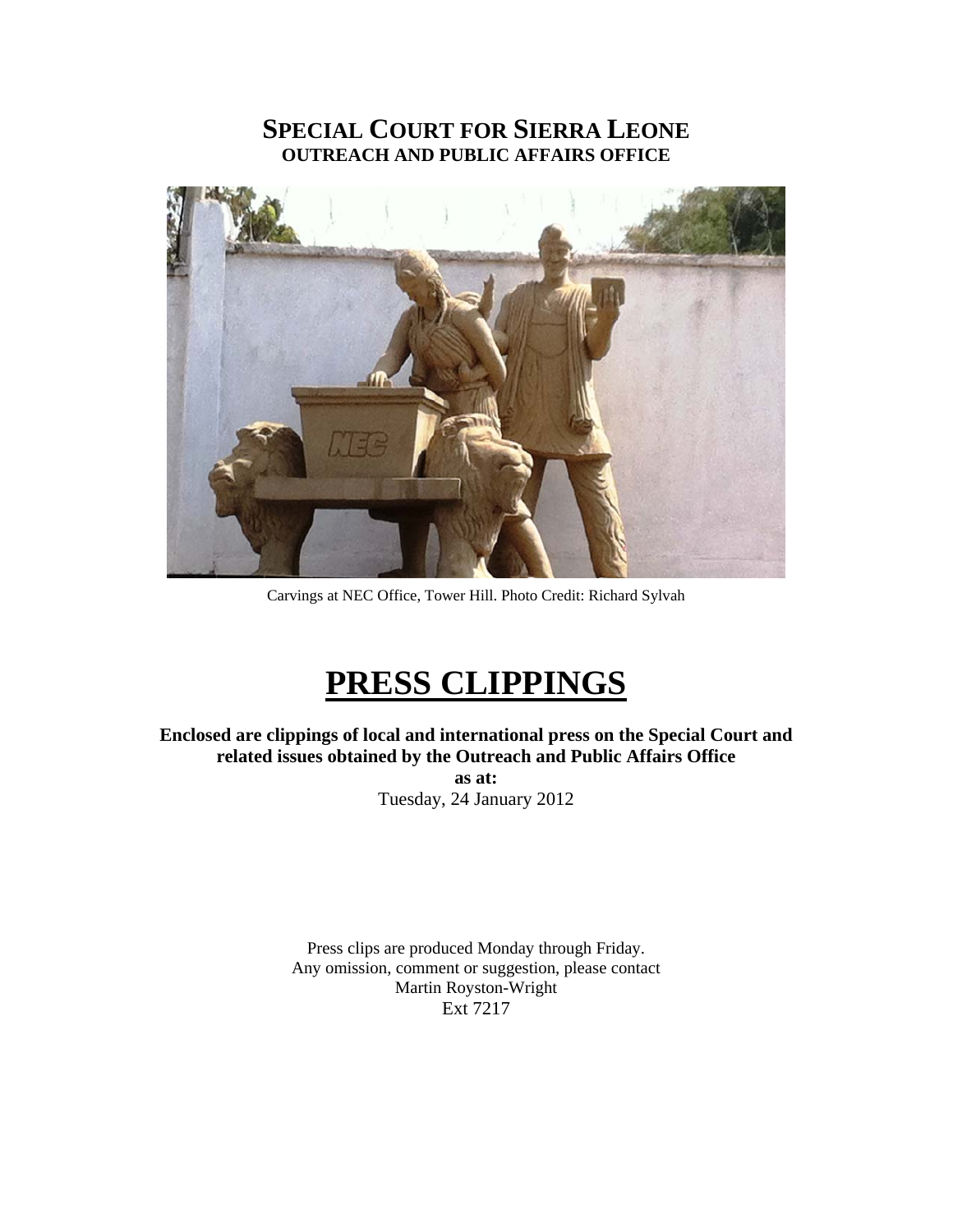# SPECIAL COURT FOR SIERRA LEONE
## OUTREACH AND PUBLIC AFFAIRS OFFICE

Carvings at NEC Office, Tower Hill. Photo Credit: Richard Sylvah

# PRESS CLIPPINGS

**Enclosed are clippings of local and international press on the Special Court and related issues obtained by the Outreach and Public Affairs Office**
**as at:**
Tuesday, 24 January 2012

Press clips are produced Monday through Friday.
Any omission, comment or suggestion, please contact
Martin Royston-Wright
Ext 7217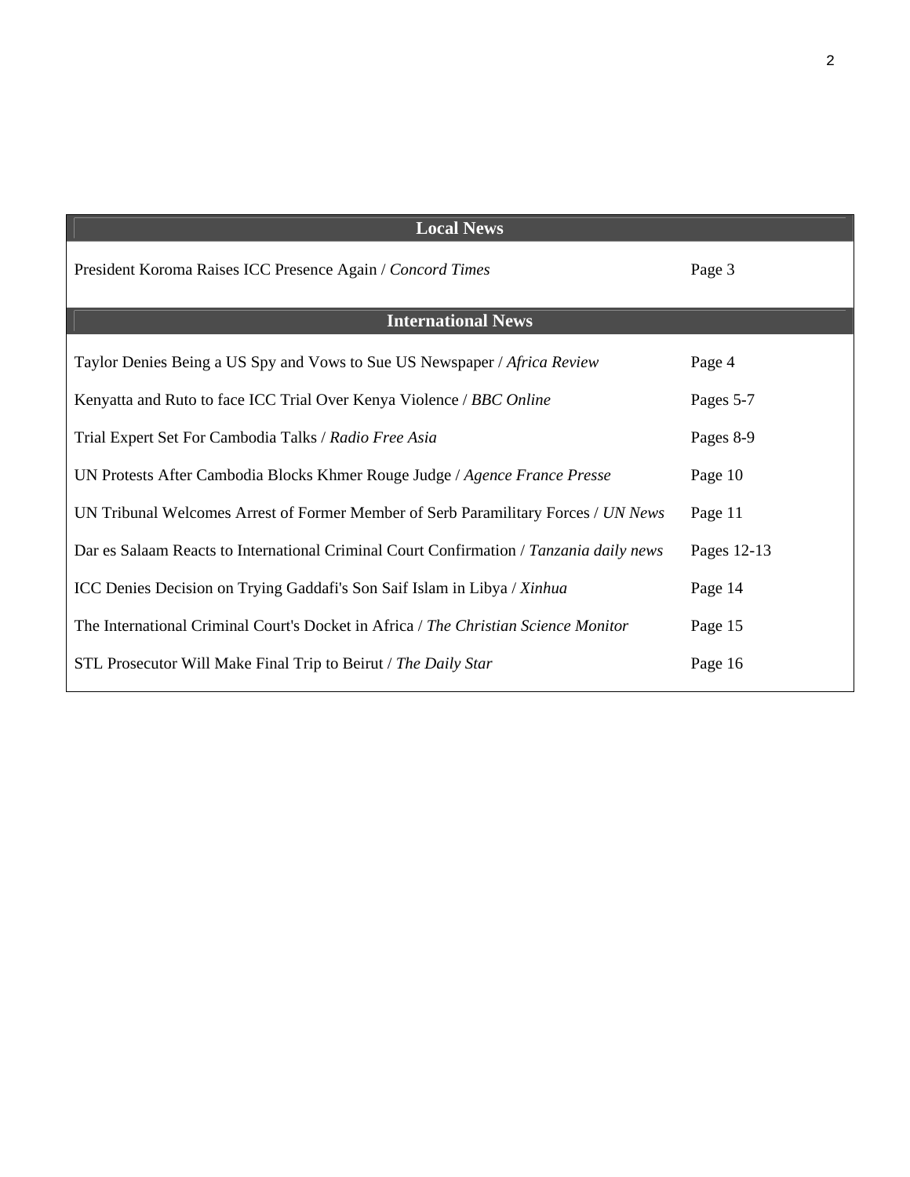| Local News | |
|---|---|
| President Koroma Raises ICC Presence Again / *Concord Times* | Page 3 |
| **International News** | |
| Taylor Denies Being a US Spy and Vows to Sue US Newspaper / *Africa Review* | Page 4 |
| Kenyatta and Ruto to face ICC Trial Over Kenya Violence / *BBC Online* | Pages 5-7 |
| Trial Expert Set For Cambodia Talks / *Radio Free Asia* | Pages 8-9 |
| UN Protests After Cambodia Blocks Khmer Rouge Judge / *Agence France Presse* | Page 10 |
| UN Tribunal Welcomes Arrest of Former Member of Serb Paramilitary Forces / *UN News* | Page 11 |
| Dar es Salaam Reacts to International Criminal Court Confirmation / *Tanzania daily news* | Pages 12-13 |
| ICC Denies Decision on Trying Gaddafi's Son Saif Islam in Libya / *Xinhua* | Page 14 |
| The International Criminal Court's Docket in Africa / *The Christian Science Monitor* | Page 15 |
| STL Prosecutor Will Make Final Trip to Beirut / *The Daily Star* | Page 16 |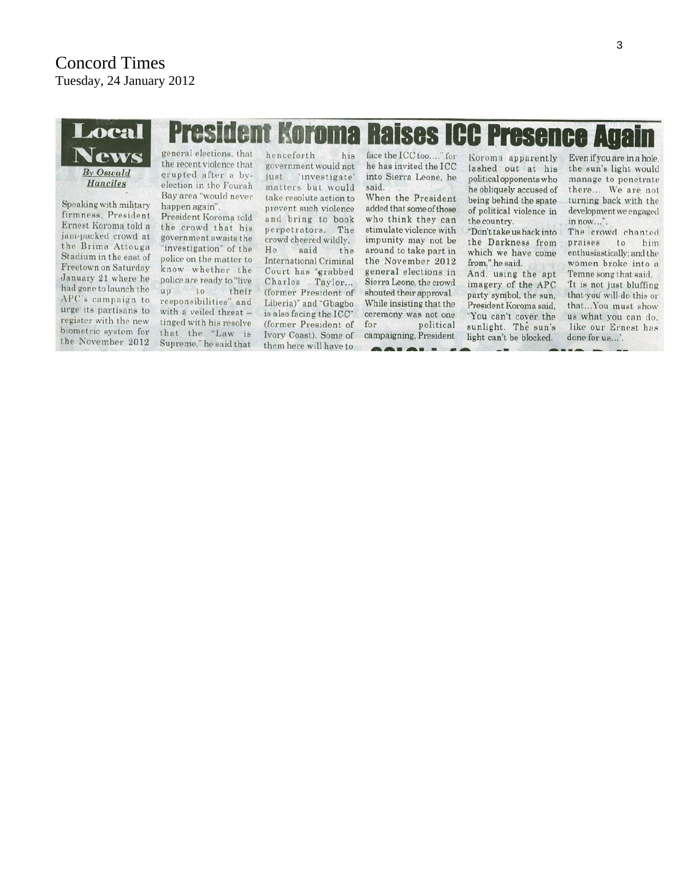Concord Times
Tuesday, 24 January 2012

Local News

# President Koroma Raises ICC Presence Again

*By Oswald Hanciles*

Speaking with military firmness, President Ernest Koroma told a jam-packed crowd at the Brima Attouga Stadium in the east of Freetown on Saturday January 21 where he had gone to launch the APC's campaign to urge its partisans to register with the new biometric system for the November 2012 general elections, that the recent violence that erupted after a by-election in the Fourah Bay area "would never happen again".

President Koroma told the crowd that his government awaits the "investigation" of the police on the matter to know whether the police are ready to "live up to their responsibilities" and with a veiled threat – tinged with his resolve that the "Law is Supreme," he said that henceforth his government would not just 'investigate' matters but would take resolute action to prevent such violence and bring to book perpetrators. The crowd cheered wildly.

He said the International Criminal Court has "grabbed Charles Taylor... (former President of Liberia)" and "Gbagbo is also facing the ICC" (former President of Ivory Coast). Some of them here will have to face the ICC too...." for he has invited the ICC into Sierra Leone, he said.

When the President added that some of those who think they can stimulate violence with impunity may not be around to take part in the November 2012 general elections in Sierra Leone, the crowd shouted their approval.

While insisting that the ceremony was not one for political campaigning, President Koroma apparently lashed out at his political opponents who he obliquely accused of being behind the spate of political violence in the country.

"Don't take us back into the Darkness from which we have come from," he said.

And, using the apt imagery of the APC party symbol, the sun, President Koroma said, "You can't cover the sunlight. The sun's light can't be blocked. Even if you are in a hole, the sun's light would manage to penetrate there... We are not turning back with the development we engaged in now...".

The crowd chanted praises to him enthusiastically; and the women broke into a Temne song that said, 'It is not just bluffing that you will do this or that...You must show us what you can do, like our Ernest has done for us...'.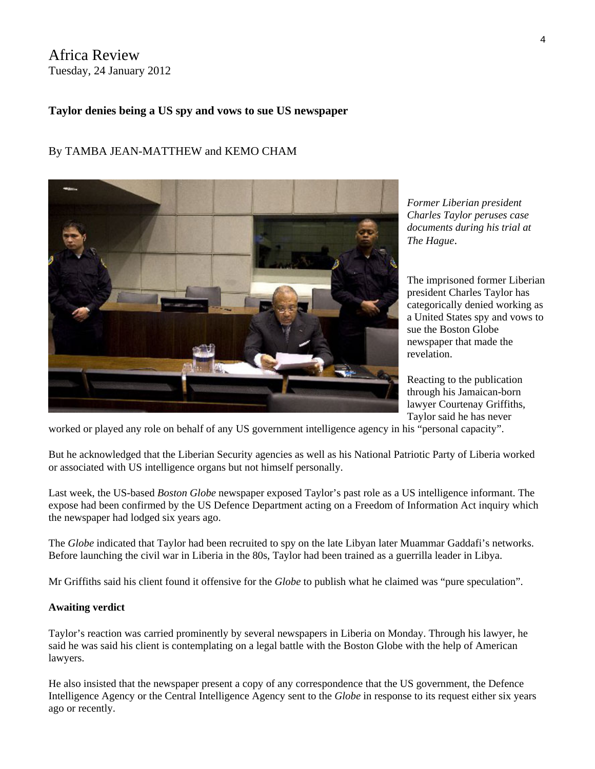Africa Review
Tuesday, 24 January 2012

### Taylor denies being a US spy and vows to sue US newspaper

By TAMBA JEAN-MATTHEW and KEMO CHAM

*Former Liberian president Charles Taylor peruses case documents during his trial at The Hague.*

The imprisoned former Liberian president Charles Taylor has categorically denied working as a United States spy and vows to sue the Boston Globe newspaper that made the revelation.

Reacting to the publication through his Jamaican-born lawyer Courtenay Griffiths, Taylor said he has never worked or played any role on behalf of any US government intelligence agency in his "personal capacity".

But he acknowledged that the Liberian Security agencies as well as his National Patriotic Party of Liberia worked or associated with US intelligence organs but not himself personally.

Last week, the US-based *Boston Globe* newspaper exposed Taylor's past role as a US intelligence informant. The expose had been confirmed by the US Defence Department acting on a Freedom of Information Act inquiry which the newspaper had lodged six years ago.

The *Globe* indicated that Taylor had been recruited to spy on the late Libyan later Muammar Gaddafi's networks. Before launching the civil war in Liberia in the 80s, Taylor had been trained as a guerrilla leader in Libya.

Mr Griffiths said his client found it offensive for the *Globe* to publish what he claimed was "pure speculation".

**Awaiting verdict**

Taylor's reaction was carried prominently by several newspapers in Liberia on Monday. Through his lawyer, he said he was said his client is contemplating on a legal battle with the Boston Globe with the help of American lawyers.

He also insisted that the newspaper present a copy of any correspondence that the US government, the Defence Intelligence Agency or the Central Intelligence Agency sent to the *Globe* in response to its request either six years ago or recently.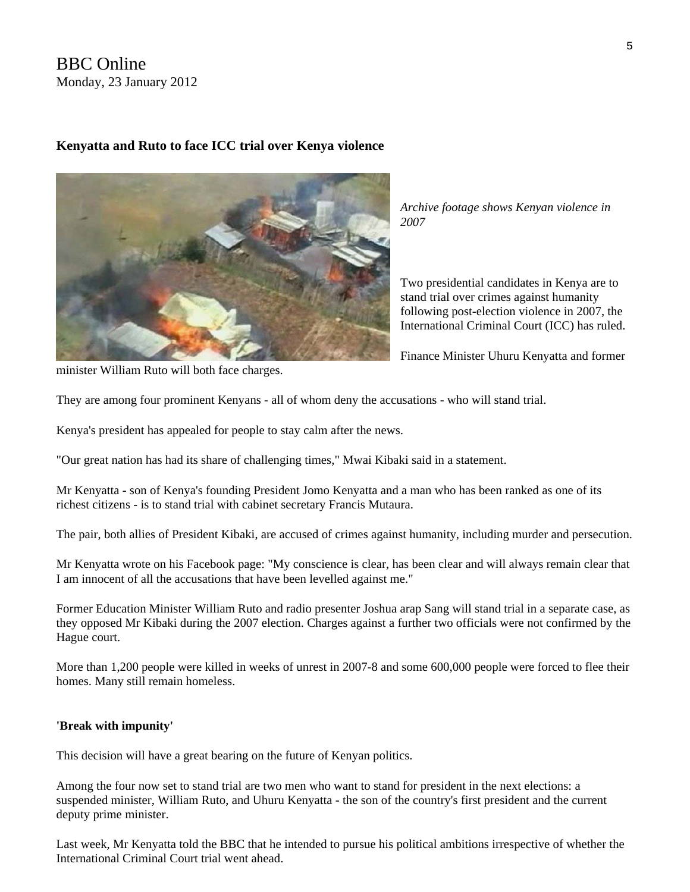BBC Online
Monday, 23 January 2012

**Kenyatta and Ruto to face ICC trial over Kenya violence**

*Archive footage shows Kenyan violence in 2007*

Two presidential candidates in Kenya are to stand trial over crimes against humanity following post-election violence in 2007, the International Criminal Court (ICC) has ruled.

Finance Minister Uhuru Kenyatta and former minister William Ruto will both face charges.

They are among four prominent Kenyans - all of whom deny the accusations - who will stand trial.

Kenya's president has appealed for people to stay calm after the news.

"Our great nation has had its share of challenging times," Mwai Kibaki said in a statement.

Mr Kenyatta - son of Kenya's founding President Jomo Kenyatta and a man who has been ranked as one of its richest citizens - is to stand trial with cabinet secretary Francis Mutaura.

The pair, both allies of President Kibaki, are accused of crimes against humanity, including murder and persecution.

Mr Kenyatta wrote on his Facebook page: "My conscience is clear, has been clear and will always remain clear that I am innocent of all the accusations that have been levelled against me."

Former Education Minister William Ruto and radio presenter Joshua arap Sang will stand trial in a separate case, as they opposed Mr Kibaki during the 2007 election. Charges against a further two officials were not confirmed by the Hague court.

More than 1,200 people were killed in weeks of unrest in 2007-8 and some 600,000 people were forced to flee their homes. Many still remain homeless.

**'Break with impunity'**

This decision will have a great bearing on the future of Kenyan politics.

Among the four now set to stand trial are two men who want to stand for president in the next elections: a suspended minister, William Ruto, and Uhuru Kenyatta - the son of the country's first president and the current deputy prime minister.

Last week, Mr Kenyatta told the BBC that he intended to pursue his political ambitions irrespective of whether the International Criminal Court trial went ahead.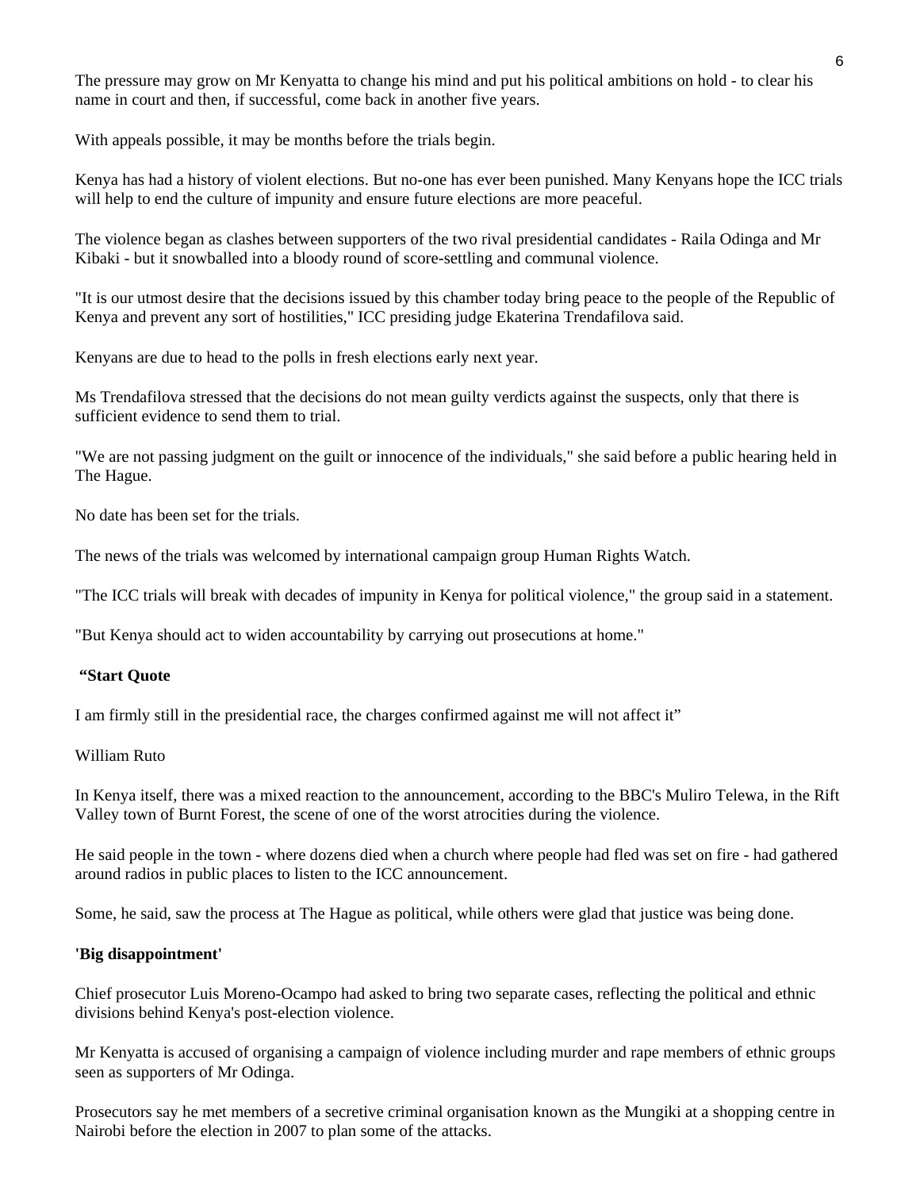The pressure may grow on Mr Kenyatta to change his mind and put his political ambitions on hold - to clear his name in court and then, if successful, come back in another five years.

With appeals possible, it may be months before the trials begin.

Kenya has had a history of violent elections. But no-one has ever been punished. Many Kenyans hope the ICC trials will help to end the culture of impunity and ensure future elections are more peaceful.

The violence began as clashes between supporters of the two rival presidential candidates - Raila Odinga and Mr Kibaki - but it snowballed into a bloody round of score-settling and communal violence.

"It is our utmost desire that the decisions issued by this chamber today bring peace to the people of the Republic of Kenya and prevent any sort of hostilities," ICC presiding judge Ekaterina Trendafilova said.

Kenyans are due to head to the polls in fresh elections early next year.

Ms Trendafilova stressed that the decisions do not mean guilty verdicts against the suspects, only that there is sufficient evidence to send them to trial.

"We are not passing judgment on the guilt or innocence of the individuals," she said before a public hearing held in The Hague.

No date has been set for the trials.

The news of the trials was welcomed by international campaign group Human Rights Watch.

"The ICC trials will break with decades of impunity in Kenya for political violence," the group said in a statement.

"But Kenya should act to widen accountability by carrying out prosecutions at home."

**“Start Quote**

I am firmly still in the presidential race, the charges confirmed against me will not affect it”

William Ruto

In Kenya itself, there was a mixed reaction to the announcement, according to the BBC's Muliro Telewa, in the Rift Valley town of Burnt Forest, the scene of one of the worst atrocities during the violence.

He said people in the town - where dozens died when a church where people had fled was set on fire - had gathered around radios in public places to listen to the ICC announcement.

Some, he said, saw the process at The Hague as political, while others were glad that justice was being done.

**'Big disappointment'**

Chief prosecutor Luis Moreno-Ocampo had asked to bring two separate cases, reflecting the political and ethnic divisions behind Kenya's post-election violence.

Mr Kenyatta is accused of organising a campaign of violence including murder and rape members of ethnic groups seen as supporters of Mr Odinga.

Prosecutors say he met members of a secretive criminal organisation known as the Mungiki at a shopping centre in Nairobi before the election in 2007 to plan some of the attacks.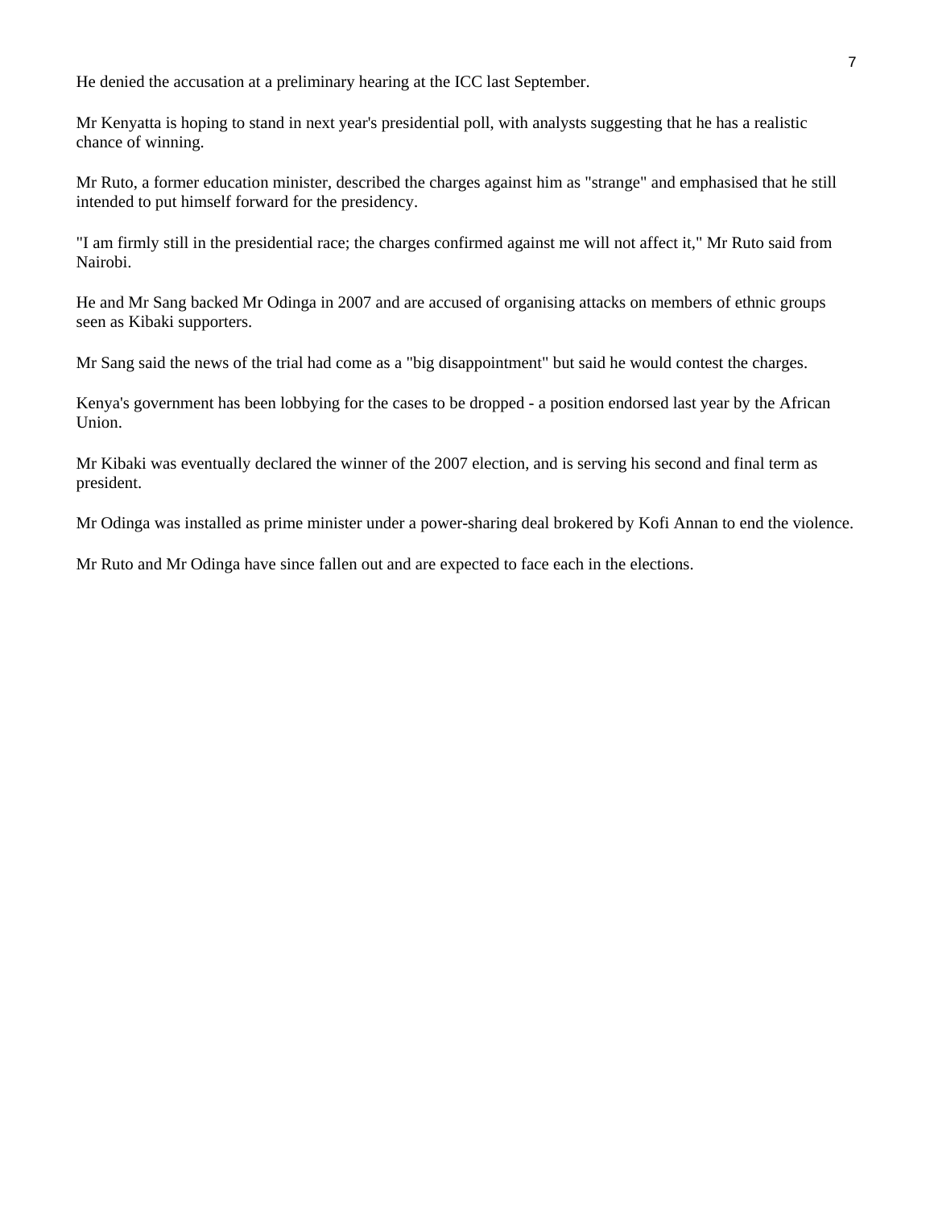He denied the accusation at a preliminary hearing at the ICC last September.

Mr Kenyatta is hoping to stand in next year's presidential poll, with analysts suggesting that he has a realistic chance of winning.

Mr Ruto, a former education minister, described the charges against him as "strange" and emphasised that he still intended to put himself forward for the presidency.

"I am firmly still in the presidential race; the charges confirmed against me will not affect it," Mr Ruto said from Nairobi.

He and Mr Sang backed Mr Odinga in 2007 and are accused of organising attacks on members of ethnic groups seen as Kibaki supporters.

Mr Sang said the news of the trial had come as a "big disappointment" but said he would contest the charges.

Kenya's government has been lobbying for the cases to be dropped - a position endorsed last year by the African Union.

Mr Kibaki was eventually declared the winner of the 2007 election, and is serving his second and final term as president.

Mr Odinga was installed as prime minister under a power-sharing deal brokered by Kofi Annan to end the violence.

Mr Ruto and Mr Odinga have since fallen out and are expected to face each in the elections.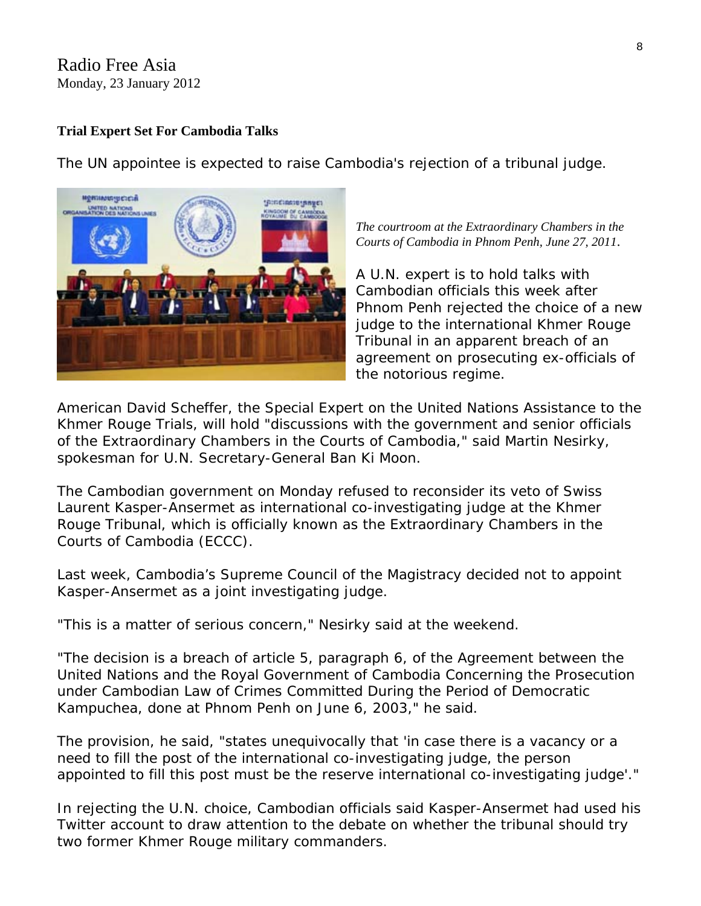Radio Free Asia
Monday, 23 January 2012

**Trial Expert Set For Cambodia Talks**

The UN appointee is expected to raise Cambodia's rejection of a tribunal judge.

*The courtroom at the Extraordinary Chambers in the Courts of Cambodia in Phnom Penh, June 27, 2011.*

A U.N. expert is to hold talks with Cambodian officials this week after Phnom Penh rejected the choice of a new judge to the international Khmer Rouge Tribunal in an apparent breach of an agreement on prosecuting ex-officials of the notorious regime.

American David Scheffer, the Special Expert on the United Nations Assistance to the Khmer Rouge Trials, will hold "discussions with the government and senior officials of the Extraordinary Chambers in the Courts of Cambodia," said Martin Nesirky, spokesman for U.N. Secretary-General Ban Ki Moon.

The Cambodian government on Monday refused to reconsider its veto of Swiss Laurent Kasper-Ansermet as international co-investigating judge at the Khmer Rouge Tribunal, which is officially known as the Extraordinary Chambers in the Courts of Cambodia (ECCC).

Last week, Cambodia's Supreme Council of the Magistracy decided not to appoint Kasper-Ansermet as a joint investigating judge.

"This is a matter of serious concern," Nesirky said at the weekend.

"The decision is a breach of article 5, paragraph 6, of the Agreement between the United Nations and the Royal Government of Cambodia Concerning the Prosecution under Cambodian Law of Crimes Committed During the Period of Democratic Kampuchea, done at Phnom Penh on June 6, 2003," he said.

The provision, he said, "states unequivocally that 'in case there is a vacancy or a need to fill the post of the international co-investigating judge, the person appointed to fill this post must be the reserve international co-investigating judge'."

In rejecting the U.N. choice, Cambodian officials said Kasper-Ansermet had used his Twitter account to draw attention to the debate on whether the tribunal should try two former Khmer Rouge military commanders.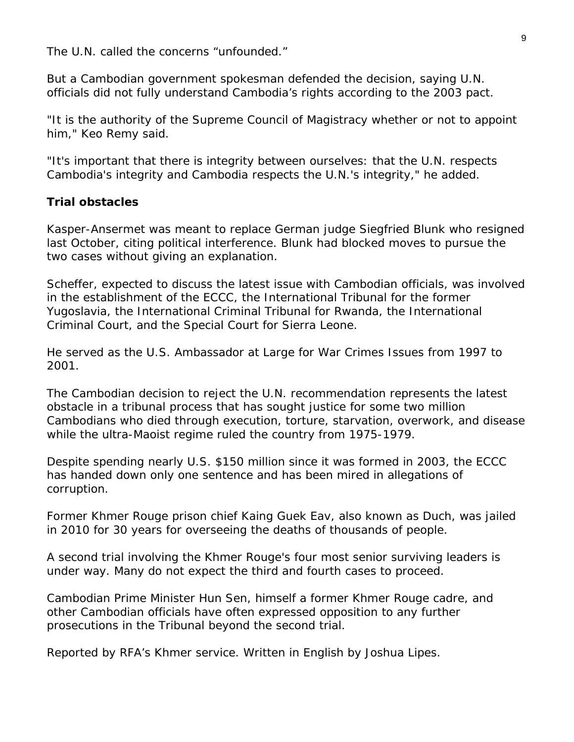The U.N. called the concerns “unfounded.”

But a Cambodian government spokesman defended the decision, saying U.N. officials did not fully understand Cambodia’s rights according to the 2003 pact.

"It is the authority of the Supreme Council of Magistracy whether or not to appoint him," Keo Remy said.

"It's important that there is integrity between ourselves: that the U.N. respects Cambodia's integrity and Cambodia respects the U.N.'s integrity," he added.

**Trial obstacles**

Kasper-Ansermet was meant to replace German judge Siegfried Blunk who resigned last October, citing political interference. Blunk had blocked moves to pursue the two cases without giving an explanation.

Scheffer, expected to discuss the latest issue with Cambodian officials, was involved in the establishment of the ECCC, the International Tribunal for the former Yugoslavia, the International Criminal Tribunal for Rwanda, the International Criminal Court, and the Special Court for Sierra Leone.

He served as the U.S. Ambassador at Large for War Crimes Issues from 1997 to 2001.

The Cambodian decision to reject the U.N. recommendation represents the latest obstacle in a tribunal process that has sought justice for some two million Cambodians who died through execution, torture, starvation, overwork, and disease while the ultra-Maoist regime ruled the country from 1975-1979.

Despite spending nearly U.S. $150 million since it was formed in 2003, the ECCC has handed down only one sentence and has been mired in allegations of corruption.

Former Khmer Rouge prison chief Kaing Guek Eav, also known as Duch, was jailed in 2010 for 30 years for overseeing the deaths of thousands of people.

A second trial involving the Khmer Rouge's four most senior surviving leaders is under way. Many do not expect the third and fourth cases to proceed.

Cambodian Prime Minister Hun Sen, himself a former Khmer Rouge cadre, and other Cambodian officials have often expressed opposition to any further prosecutions in the Tribunal beyond the second trial.

Reported by RFA’s Khmer service. Written in English by Joshua Lipes.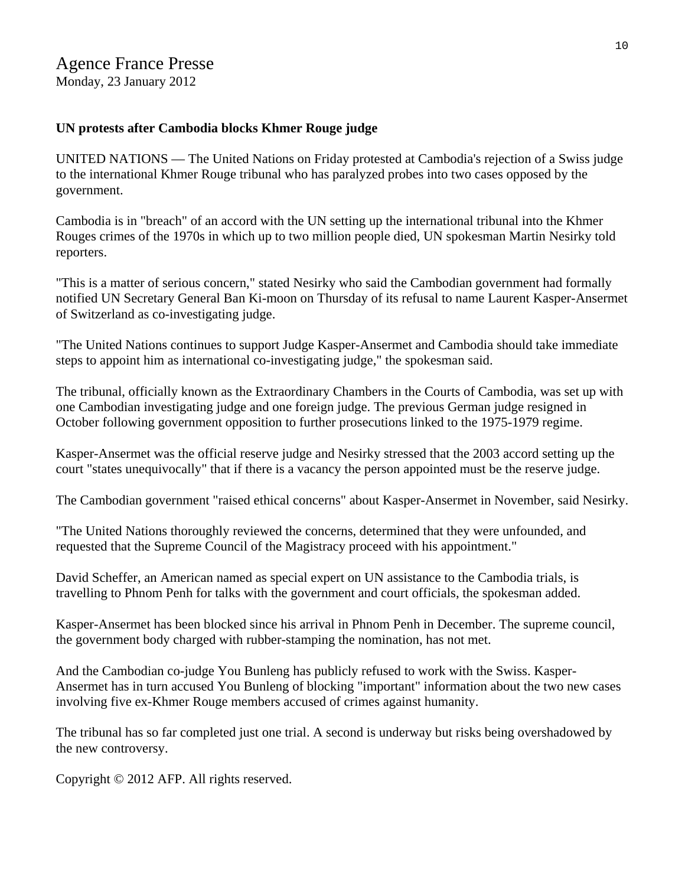Agence France Presse
Monday, 23 January 2012

**UN protests after Cambodia blocks Khmer Rouge judge**

UNITED NATIONS — The United Nations on Friday protested at Cambodia's rejection of a Swiss judge to the international Khmer Rouge tribunal who has paralyzed probes into two cases opposed by the government.

Cambodia is in "breach" of an accord with the UN setting up the international tribunal into the Khmer Rouges crimes of the 1970s in which up to two million people died, UN spokesman Martin Nesirky told reporters.

"This is a matter of serious concern," stated Nesirky who said the Cambodian government had formally notified UN Secretary General Ban Ki-moon on Thursday of its refusal to name Laurent Kasper-Ansermet of Switzerland as co-investigating judge.

"The United Nations continues to support Judge Kasper-Ansermet and Cambodia should take immediate steps to appoint him as international co-investigating judge," the spokesman said.

The tribunal, officially known as the Extraordinary Chambers in the Courts of Cambodia, was set up with one Cambodian investigating judge and one foreign judge. The previous German judge resigned in October following government opposition to further prosecutions linked to the 1975-1979 regime.

Kasper-Ansermet was the official reserve judge and Nesirky stressed that the 2003 accord setting up the court "states unequivocally" that if there is a vacancy the person appointed must be the reserve judge.

The Cambodian government "raised ethical concerns" about Kasper-Ansermet in November, said Nesirky.

"The United Nations thoroughly reviewed the concerns, determined that they were unfounded, and requested that the Supreme Council of the Magistracy proceed with his appointment."

David Scheffer, an American named as special expert on UN assistance to the Cambodia trials, is travelling to Phnom Penh for talks with the government and court officials, the spokesman added.

Kasper-Ansermet has been blocked since his arrival in Phnom Penh in December. The supreme council, the government body charged with rubber-stamping the nomination, has not met.

And the Cambodian co-judge You Bunleng has publicly refused to work with the Swiss. Kasper-Ansermet has in turn accused You Bunleng of blocking "important" information about the two new cases involving five ex-Khmer Rouge members accused of crimes against humanity.

The tribunal has so far completed just one trial. A second is underway but risks being overshadowed by the new controversy.

Copyright © 2012 AFP. All rights reserved.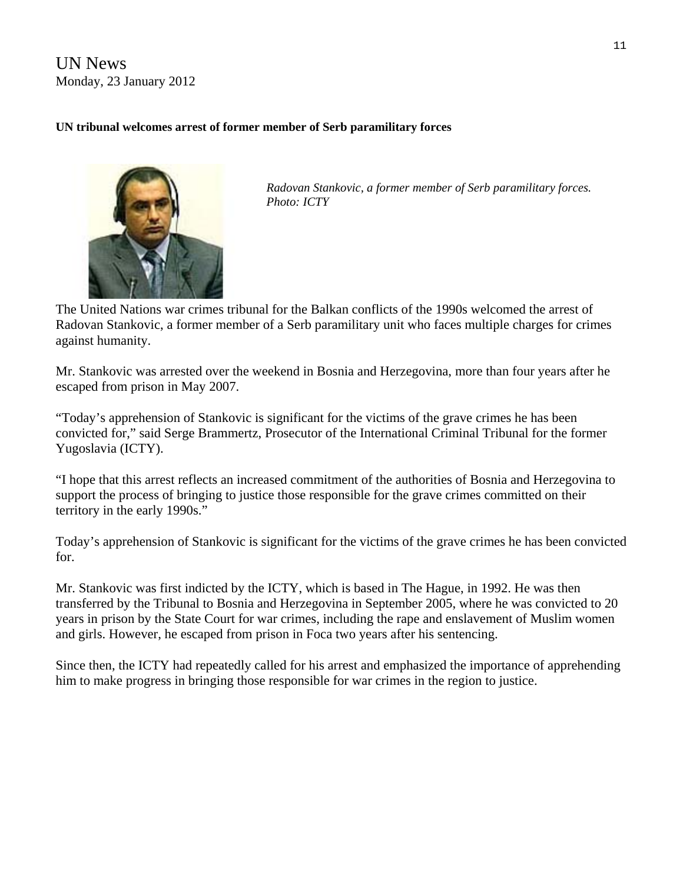UN News
Monday, 23 January 2012

**UN tribunal welcomes arrest of former member of Serb paramilitary forces**

*Radovan Stankovic, a former member of Serb paramilitary forces. Photo: ICTY*

The United Nations war crimes tribunal for the Balkan conflicts of the 1990s welcomed the arrest of Radovan Stankovic, a former member of a Serb paramilitary unit who faces multiple charges for crimes against humanity.

Mr. Stankovic was arrested over the weekend in Bosnia and Herzegovina, more than four years after he escaped from prison in May 2007.

"Today's apprehension of Stankovic is significant for the victims of the grave crimes he has been convicted for," said Serge Brammertz, Prosecutor of the International Criminal Tribunal for the former Yugoslavia (ICTY).

"I hope that this arrest reflects an increased commitment of the authorities of Bosnia and Herzegovina to support the process of bringing to justice those responsible for the grave crimes committed on their territory in the early 1990s."

Today's apprehension of Stankovic is significant for the victims of the grave crimes he has been convicted for.

Mr. Stankovic was first indicted by the ICTY, which is based in The Hague, in 1992. He was then transferred by the Tribunal to Bosnia and Herzegovina in September 2005, where he was convicted to 20 years in prison by the State Court for war crimes, including the rape and enslavement of Muslim women and girls. However, he escaped from prison in Foca two years after his sentencing.

Since then, the ICTY had repeatedly called for his arrest and emphasized the importance of apprehending him to make progress in bringing those responsible for war crimes in the region to justice.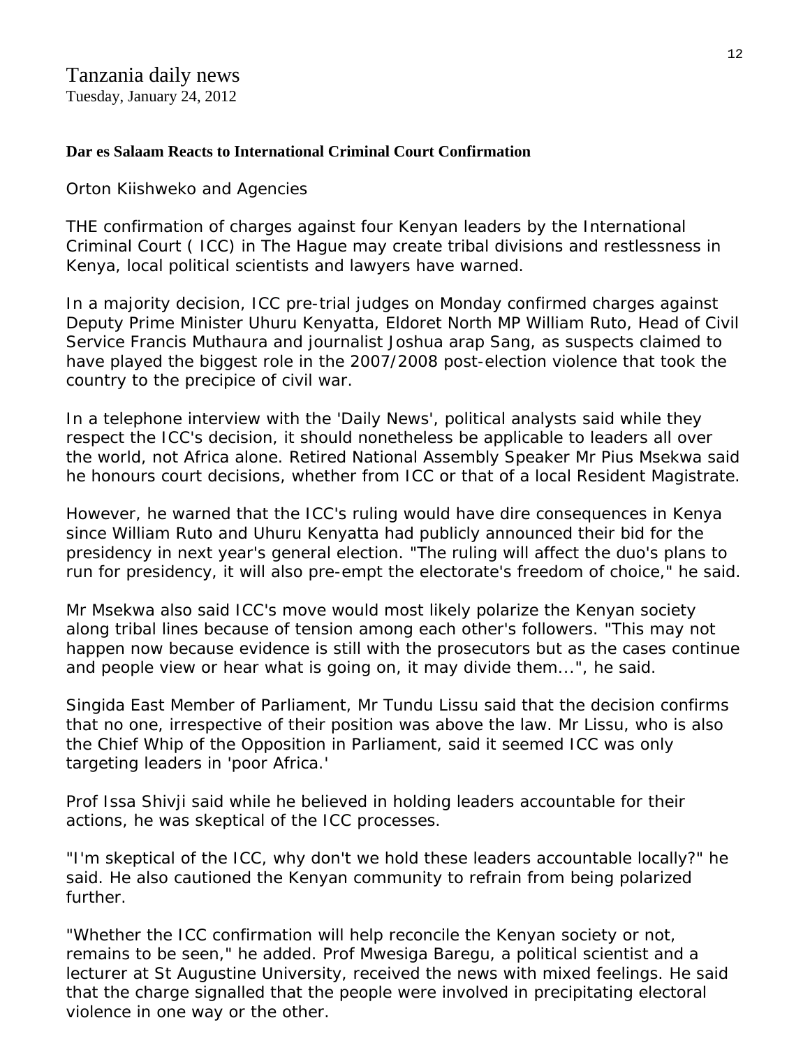Tanzania daily news
Tuesday, January 24, 2012

**Dar es Salaam Reacts to International Criminal Court Confirmation**

Orton Kiishweko and Agencies

THE confirmation of charges against four Kenyan leaders by the International Criminal Court ( ICC) in The Hague may create tribal divisions and restlessness in Kenya, local political scientists and lawyers have warned.

In a majority decision, ICC pre-trial judges on Monday confirmed charges against Deputy Prime Minister Uhuru Kenyatta, Eldoret North MP William Ruto, Head of Civil Service Francis Muthaura and journalist Joshua arap Sang, as suspects claimed to have played the biggest role in the 2007/2008 post-election violence that took the country to the precipice of civil war.

In a telephone interview with the 'Daily News', political analysts said while they respect the ICC's decision, it should nonetheless be applicable to leaders all over the world, not Africa alone. Retired National Assembly Speaker Mr Pius Msekwa said he honours court decisions, whether from ICC or that of a local Resident Magistrate.

However, he warned that the ICC's ruling would have dire consequences in Kenya since William Ruto and Uhuru Kenyatta had publicly announced their bid for the presidency in next year's general election. "The ruling will affect the duo's plans to run for presidency, it will also pre-empt the electorate's freedom of choice," he said.

Mr Msekwa also said ICC's move would most likely polarize the Kenyan society along tribal lines because of tension among each other's followers. "This may not happen now because evidence is still with the prosecutors but as the cases continue and people view or hear what is going on, it may divide them...", he said.

Singida East Member of Parliament, Mr Tundu Lissu said that the decision confirms that no one, irrespective of their position was above the law. Mr Lissu, who is also the Chief Whip of the Opposition in Parliament, said it seemed ICC was only targeting leaders in 'poor Africa.'

Prof Issa Shivji said while he believed in holding leaders accountable for their actions, he was skeptical of the ICC processes.

"I'm skeptical of the ICC, why don't we hold these leaders accountable locally?" he said. He also cautioned the Kenyan community to refrain from being polarized further.

"Whether the ICC confirmation will help reconcile the Kenyan society or not, remains to be seen," he added. Prof Mwesiga Baregu, a political scientist and a lecturer at St Augustine University, received the news with mixed feelings. He said that the charge signalled that the people were involved in precipitating electoral violence in one way or the other.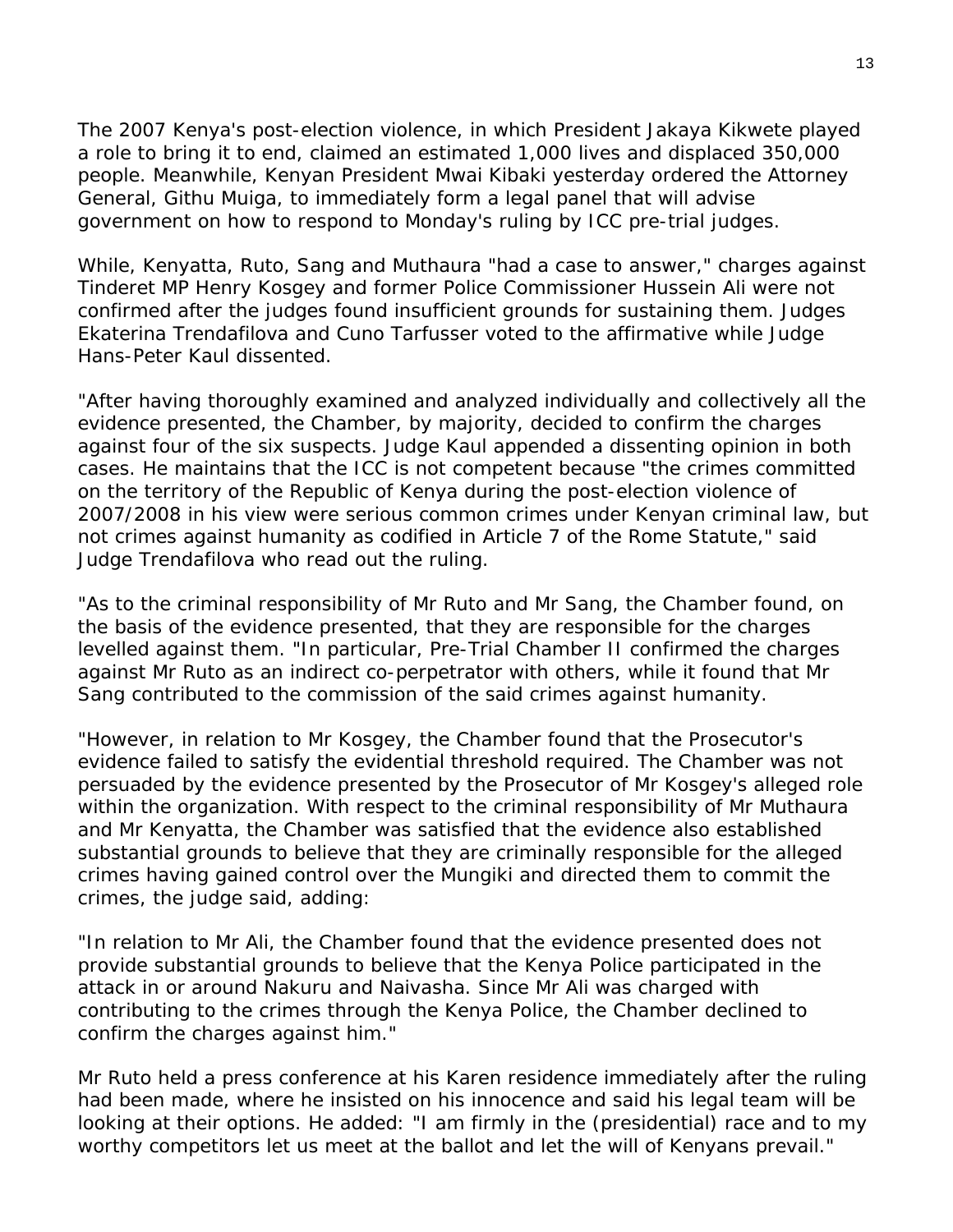The 2007 Kenya's post-election violence, in which President Jakaya Kikwete played a role to bring it to end, claimed an estimated 1,000 lives and displaced 350,000 people. Meanwhile, Kenyan President Mwai Kibaki yesterday ordered the Attorney General, Githu Muiga, to immediately form a legal panel that will advise government on how to respond to Monday's ruling by ICC pre-trial judges.

While, Kenyatta, Ruto, Sang and Muthaura "had a case to answer," charges against Tinderet MP Henry Kosgey and former Police Commissioner Hussein Ali were not confirmed after the judges found insufficient grounds for sustaining them. Judges Ekaterina Trendafilova and Cuno Tarfusser voted to the affirmative while Judge Hans-Peter Kaul dissented.

"After having thoroughly examined and analyzed individually and collectively all the evidence presented, the Chamber, by majority, decided to confirm the charges against four of the six suspects. Judge Kaul appended a dissenting opinion in both cases. He maintains that the ICC is not competent because "the crimes committed on the territory of the Republic of Kenya during the post-election violence of 2007/2008 in his view were serious common crimes under Kenyan criminal law, but not crimes against humanity as codified in Article 7 of the Rome Statute," said Judge Trendafilova who read out the ruling.

"As to the criminal responsibility of Mr Ruto and Mr Sang, the Chamber found, on the basis of the evidence presented, that they are responsible for the charges levelled against them. "In particular, Pre-Trial Chamber II confirmed the charges against Mr Ruto as an indirect co-perpetrator with others, while it found that Mr Sang contributed to the commission of the said crimes against humanity.

"However, in relation to Mr Kosgey, the Chamber found that the Prosecutor's evidence failed to satisfy the evidential threshold required. The Chamber was not persuaded by the evidence presented by the Prosecutor of Mr Kosgey's alleged role within the organization. With respect to the criminal responsibility of Mr Muthaura and Mr Kenyatta, the Chamber was satisfied that the evidence also established substantial grounds to believe that they are criminally responsible for the alleged crimes having gained control over the Mungiki and directed them to commit the crimes, the judge said, adding:

"In relation to Mr Ali, the Chamber found that the evidence presented does not provide substantial grounds to believe that the Kenya Police participated in the attack in or around Nakuru and Naivasha. Since Mr Ali was charged with contributing to the crimes through the Kenya Police, the Chamber declined to confirm the charges against him."

Mr Ruto held a press conference at his Karen residence immediately after the ruling had been made, where he insisted on his innocence and said his legal team will be looking at their options. He added: "I am firmly in the (presidential) race and to my worthy competitors let us meet at the ballot and let the will of Kenyans prevail."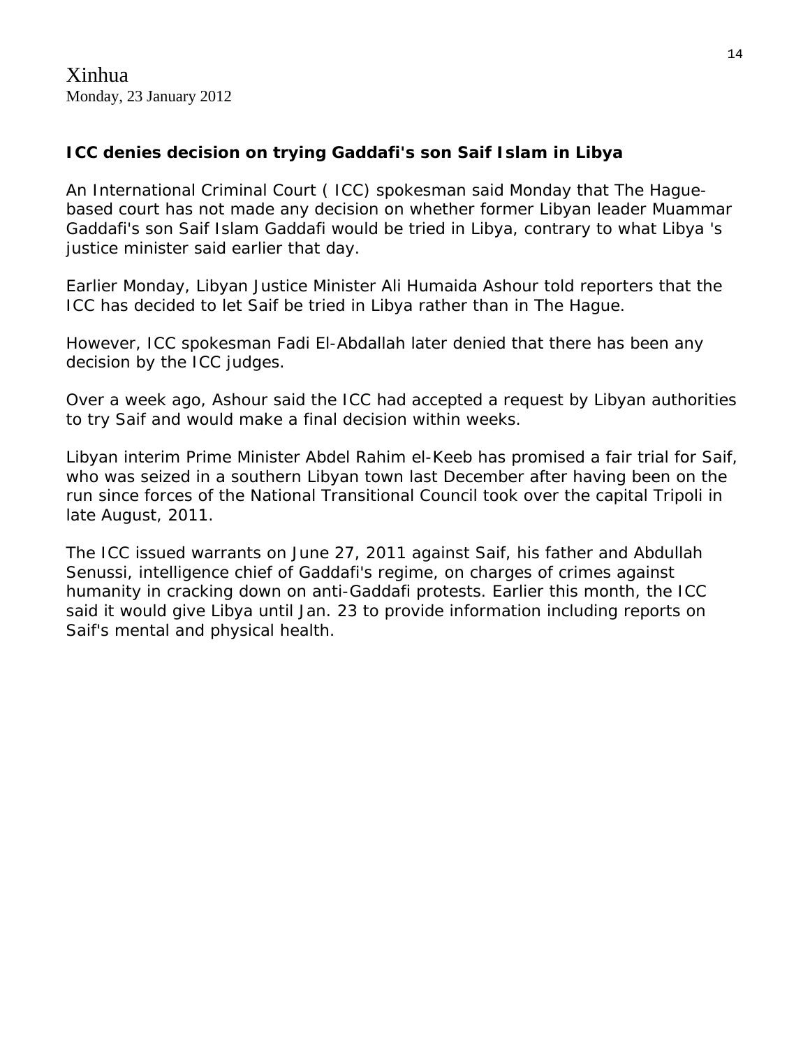Xinhua
Monday, 23 January 2012

## ICC denies decision on trying Gaddafi's son Saif Islam in Libya

An International Criminal Court ( ICC) spokesman said Monday that The Hague-based court has not made any decision on whether former Libyan leader Muammar Gaddafi's son Saif Islam Gaddafi would be tried in Libya, contrary to what Libya 's justice minister said earlier that day.

Earlier Monday, Libyan Justice Minister Ali Humaida Ashour told reporters that the ICC has decided to let Saif be tried in Libya rather than in The Hague.

However, ICC spokesman Fadi El-Abdallah later denied that there has been any decision by the ICC judges.

Over a week ago, Ashour said the ICC had accepted a request by Libyan authorities to try Saif and would make a final decision within weeks.

Libyan interim Prime Minister Abdel Rahim el-Keeb has promised a fair trial for Saif, who was seized in a southern Libyan town last December after having been on the run since forces of the National Transitional Council took over the capital Tripoli in late August, 2011.

The ICC issued warrants on June 27, 2011 against Saif, his father and Abdullah Senussi, intelligence chief of Gaddafi's regime, on charges of crimes against humanity in cracking down on anti-Gaddafi protests. Earlier this month, the ICC said it would give Libya until Jan. 23 to provide information including reports on Saif's mental and physical health.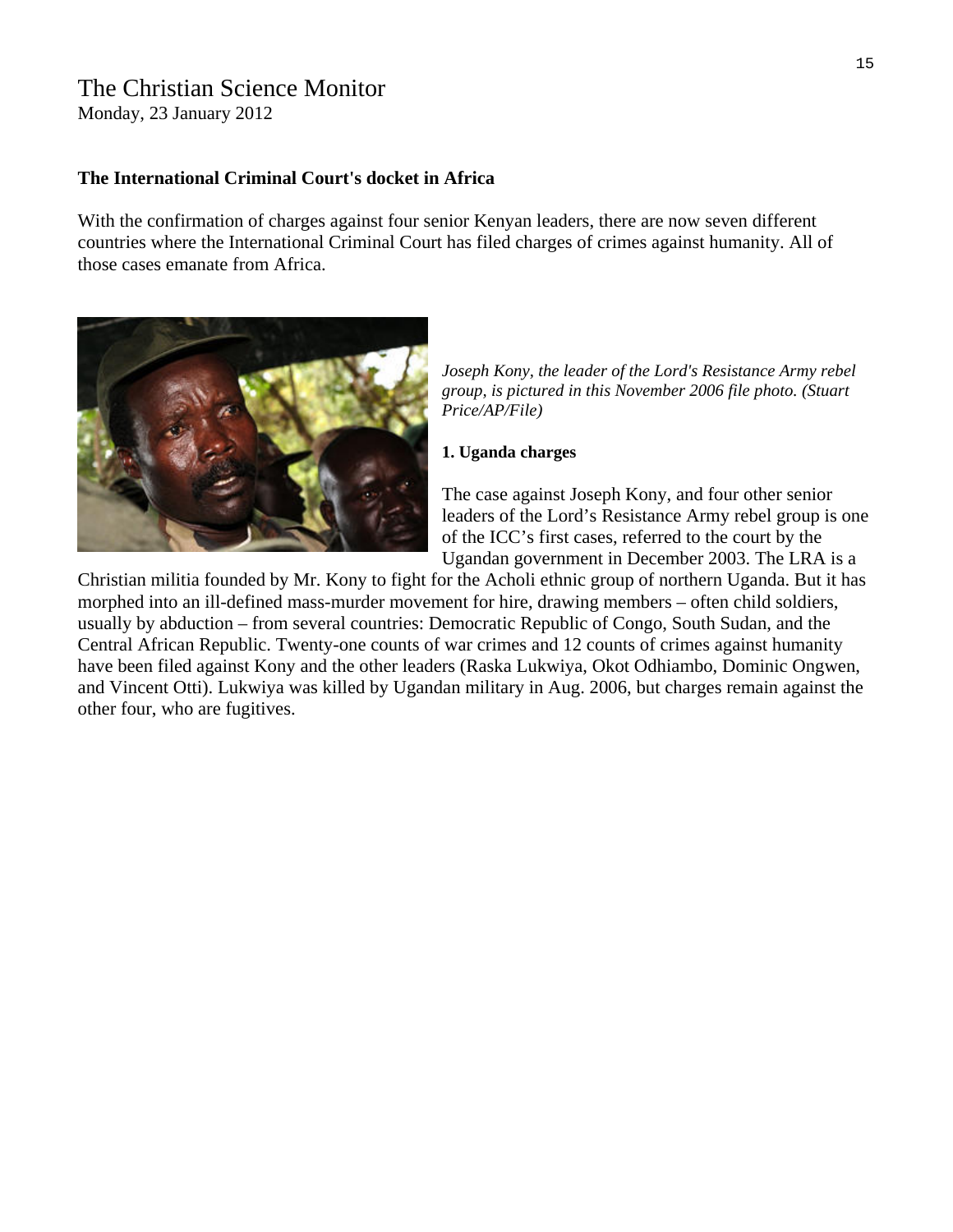The Christian Science Monitor
Monday, 23 January 2012

**The International Criminal Court's docket in Africa**

With the confirmation of charges against four senior Kenyan leaders, there are now seven different countries where the International Criminal Court has filed charges of crimes against humanity. All of those cases emanate from Africa.

*Joseph Kony, the leader of the Lord's Resistance Army rebel group, is pictured in this November 2006 file photo. (Stuart Price/AP/File)*

**1. Uganda charges**

The case against Joseph Kony, and four other senior leaders of the Lord's Resistance Army rebel group is one of the ICC's first cases, referred to the court by the Ugandan government in December 2003. The LRA is a Christian militia founded by Mr. Kony to fight for the Acholi ethnic group of northern Uganda. But it has morphed into an ill-defined mass-murder movement for hire, drawing members – often child soldiers, usually by abduction – from several countries: Democratic Republic of Congo, South Sudan, and the Central African Republic. Twenty-one counts of war crimes and 12 counts of crimes against humanity have been filed against Kony and the other leaders (Raska Lukwiya, Okot Odhiambo, Dominic Ongwen, and Vincent Otti). Lukwiya was killed by Ugandan military in Aug. 2006, but charges remain against the other four, who are fugitives.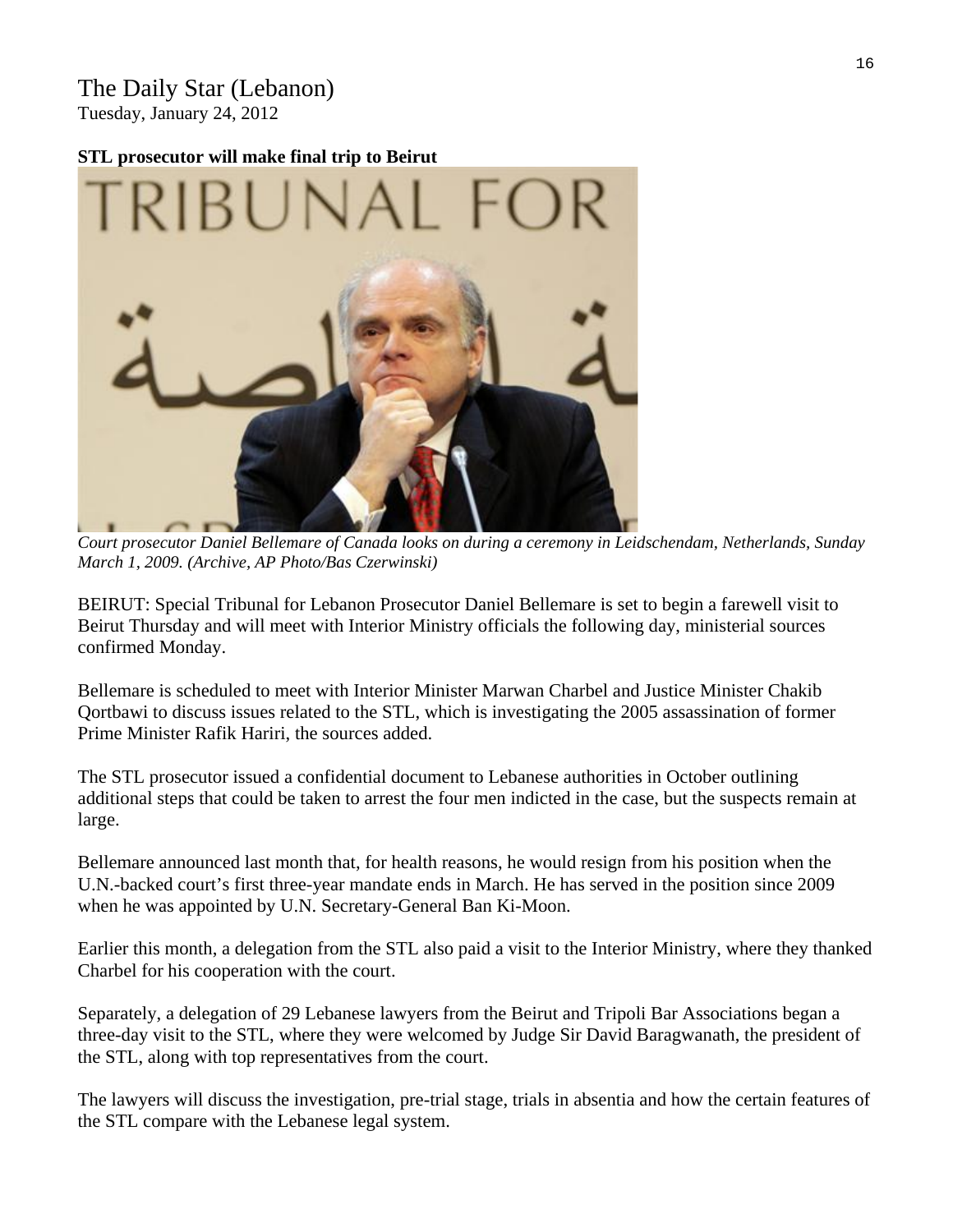The Daily Star (Lebanon)
Tuesday, January 24, 2012

**STL prosecutor will make final trip to Beirut**

*Court prosecutor Daniel Bellemare of Canada looks on during a ceremony in Leidschendam, Netherlands, Sunday March 1, 2009. (Archive, AP Photo/Bas Czerwinski)*

BEIRUT: Special Tribunal for Lebanon Prosecutor Daniel Bellemare is set to begin a farewell visit to Beirut Thursday and will meet with Interior Ministry officials the following day, ministerial sources confirmed Monday.

Bellemare is scheduled to meet with Interior Minister Marwan Charbel and Justice Minister Chakib Qortbawi to discuss issues related to the STL, which is investigating the 2005 assassination of former Prime Minister Rafik Hariri, the sources added.

The STL prosecutor issued a confidential document to Lebanese authorities in October outlining additional steps that could be taken to arrest the four men indicted in the case, but the suspects remain at large.

Bellemare announced last month that, for health reasons, he would resign from his position when the U.N.-backed court's first three-year mandate ends in March. He has served in the position since 2009 when he was appointed by U.N. Secretary-General Ban Ki-Moon.

Earlier this month, a delegation from the STL also paid a visit to the Interior Ministry, where they thanked Charbel for his cooperation with the court.

Separately, a delegation of 29 Lebanese lawyers from the Beirut and Tripoli Bar Associations began a three-day visit to the STL, where they were welcomed by Judge Sir David Baragwanath, the president of the STL, along with top representatives from the court.

The lawyers will discuss the investigation, pre-trial stage, trials in absentia and how the certain features of the STL compare with the Lebanese legal system.